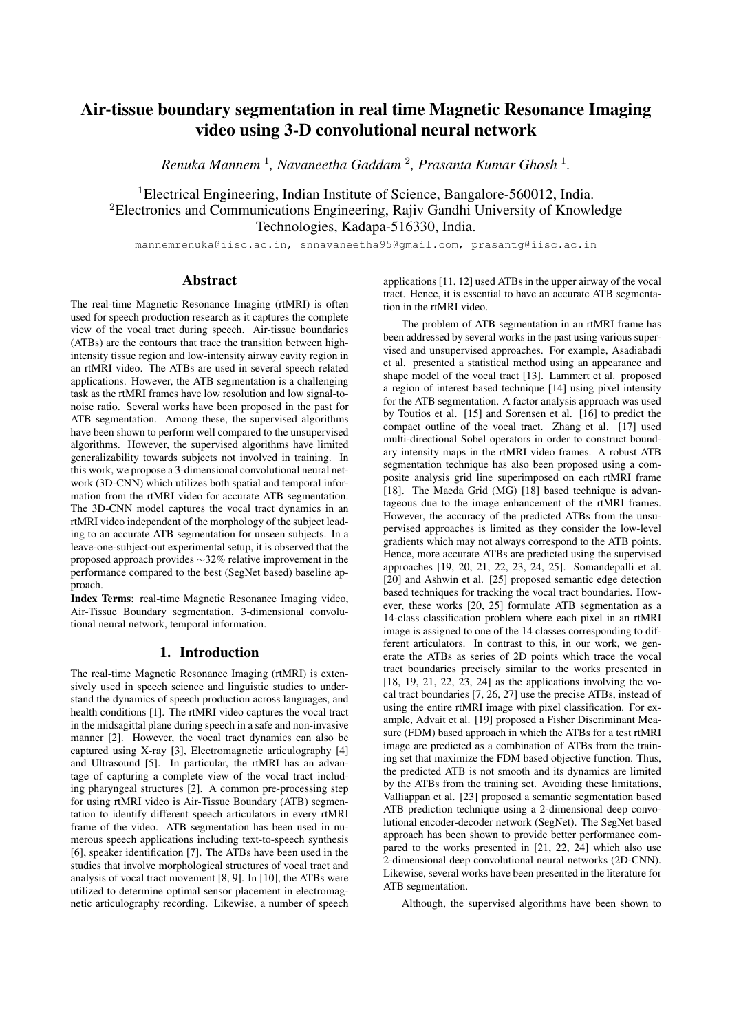# Air-tissue boundary segmentation in real time Magnetic Resonance Imaging video using 3-D convolutional neural network

*Renuka Mannem* [1], *Navaneetha Gaddam* [2], *Prasanta Kumar Ghosh* [1].

[1]Electrical Engineering, Indian Institute of Science, Bangalore-560012, India.
[2]Electronics and Communications Engineering, Rajiv Gandhi University of Knowledge Technologies, Kadapa-516330, India.

mannemrenuka@iisc.ac.in, snnavaneetha95@gmail.com, prasantg@iisc.ac.in

## Abstract

The real-time Magnetic Resonance Imaging (rtMRI) is often used for speech production research as it captures the complete view of the vocal tract during speech. Air-tissue boundaries (ATBs) are the contours that trace the transition between high-intensity tissue region and low-intensity airway cavity region in an rtMRI video. The ATBs are used in several speech related applications. However, the ATB segmentation is a challenging task as the rtMRI frames have low resolution and low signal-to-noise ratio. Several works have been proposed in the past for ATB segmentation. Among these, the supervised algorithms have been shown to perform well compared to the unsupervised algorithms. However, the supervised algorithms have limited generalizability towards subjects not involved in training. In this work, we propose a 3-dimensional convolutional neural network (3D-CNN) which utilizes both spatial and temporal information from the rtMRI video for accurate ATB segmentation. The 3D-CNN model captures the vocal tract dynamics in an rtMRI video independent of the morphology of the subject leading to an accurate ATB segmentation for unseen subjects. In a leave-one-subject-out experimental setup, it is observed that the proposed approach provides ∼32% relative improvement in the performance compared to the best (SegNet based) baseline approach.

**Index Terms**: real-time Magnetic Resonance Imaging video, Air-Tissue Boundary segmentation, 3-dimensional convolutional neural network, temporal information.

## 1. Introduction

The real-time Magnetic Resonance Imaging (rtMRI) is extensively used in speech science and linguistic studies to understand the dynamics of speech production across languages, and health conditions [1]. The rtMRI video captures the vocal tract in the midsagittal plane during speech in a safe and non-invasive manner [2]. However, the vocal tract dynamics can also be captured using X-ray [3], Electromagnetic articulography [4] and Ultrasound [5]. In particular, the rtMRI has an advantage of capturing a complete view of the vocal tract including pharyngeal structures [2]. A common pre-processing step for using rtMRI video is Air-Tissue Boundary (ATB) segmentation to identify different speech articulators in every rtMRI frame of the video. ATB segmentation has been used in numerous speech applications including text-to-speech synthesis [6], speaker identification [7]. The ATBs have been used in the studies that involve morphological structures of vocal tract and analysis of vocal tract movement [8, 9]. In [10], the ATBs were utilized to determine optimal sensor placement in electromagnetic articulography recording. Likewise, a number of speech applications [11, 12] used ATBs in the upper airway of the vocal tract. Hence, it is essential to have an accurate ATB segmentation in the rtMRI video.

The problem of ATB segmentation in an rtMRI frame has been addressed by several works in the past using various supervised and unsupervised approaches. For example, Asadiabadi et al. presented a statistical method using an appearance and shape model of the vocal tract [13]. Lammert et al. proposed a region of interest based technique [14] using pixel intensity for the ATB segmentation. A factor analysis approach was used by Toutios et al. [15] and Sorensen et al. [16] to predict the compact outline of the vocal tract. Zhang et al. [17] used multi-directional Sobel operators in order to construct boundary intensity maps in the rtMRI video frames. A robust ATB segmentation technique has also been proposed using a composite analysis grid line superimposed on each rtMRI frame [18]. The Maeda Grid (MG) [18] based technique is advantageous due to the image enhancement of the rtMRI frames. However, the accuracy of the predicted ATBs from the unsupervised approaches is limited as they consider the low-level gradients which may not always correspond to the ATB points. Hence, more accurate ATBs are predicted using the supervised approaches [19, 20, 21, 22, 23, 24, 25]. Somandepalli et al. [20] and Ashwin et al. [25] proposed semantic edge detection based techniques for tracking the vocal tract boundaries. However, these works [20, 25] formulate ATB segmentation as a 14-class classification problem where each pixel in an rtMRI image is assigned to one of the 14 classes corresponding to different articulators. In contrast to this, in our work, we generate the ATBs as series of 2D points which trace the vocal tract boundaries precisely similar to the works presented in [18, 19, 21, 22, 23, 24] as the applications involving the vocal tract boundaries [7, 26, 27] use the precise ATBs, instead of using the entire rtMRI image with pixel classification. For example, Advait et al. [19] proposed a Fisher Discriminant Measure (FDM) based approach in which the ATBs for a test rtMRI image are predicted as a combination of ATBs from the training set that maximize the FDM based objective function. Thus, the predicted ATB is not smooth and its dynamics are limited by the ATBs from the training set. Avoiding these limitations, Valliappan et al. [23] proposed a semantic segmentation based ATB prediction technique using a 2-dimensional deep convolutional encoder-decoder network (SegNet). The SegNet based approach has been shown to provide better performance compared to the works presented in [21, 22, 24] which also use 2-dimensional deep convolutional neural networks (2D-CNN). Likewise, several works have been presented in the literature for ATB segmentation.

Although, the supervised algorithms have been shown to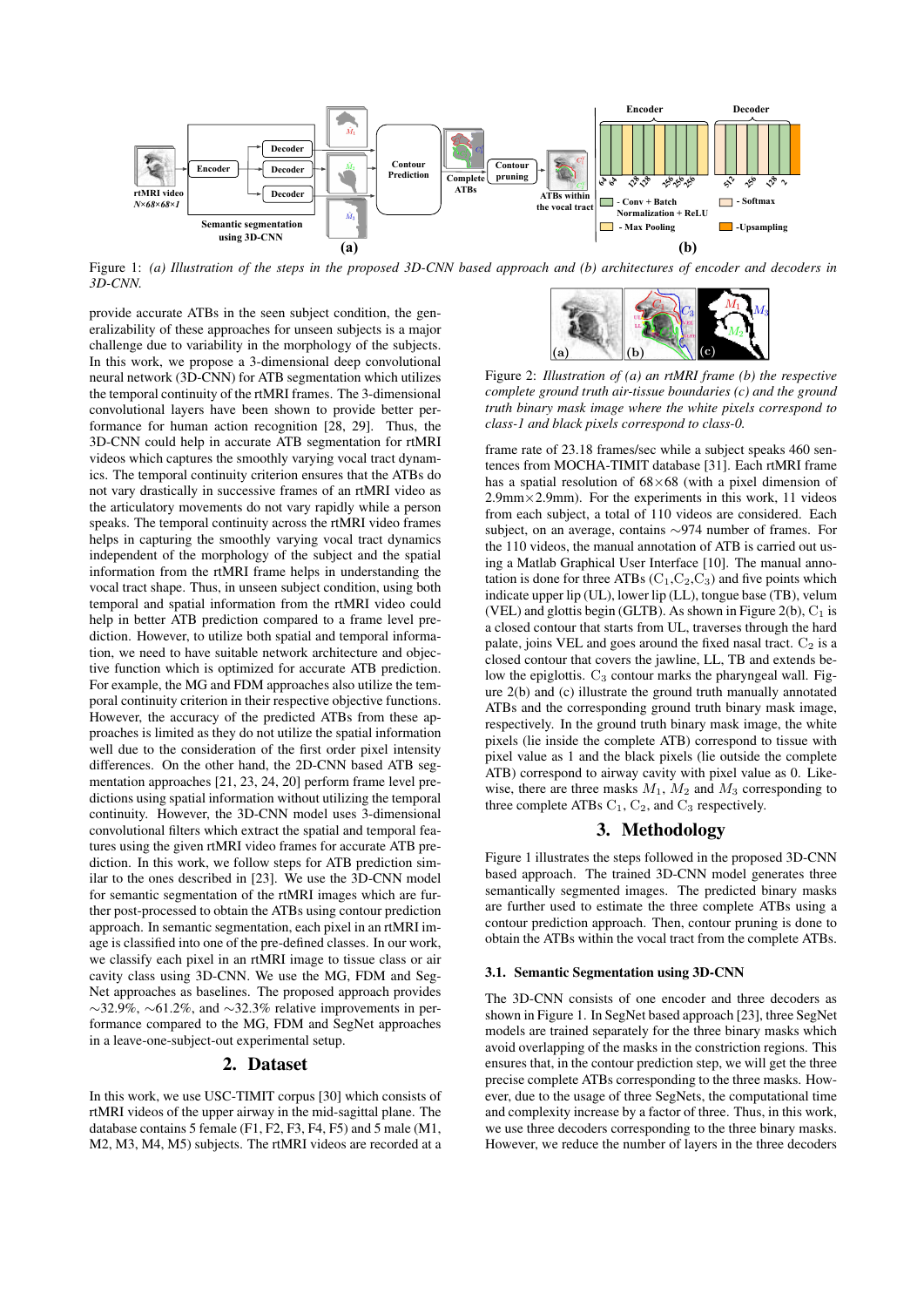Figure 1: *(a) Illustration of the steps in the proposed 3D-CNN based approach and (b) architectures of encoder and decoders in 3D-CNN.*

provide accurate ATBs in the seen subject condition, the generalizability of these approaches for unseen subjects is a major challenge due to variability in the morphology of the subjects. In this work, we propose a 3-dimensional deep convolutional neural network (3D-CNN) for ATB segmentation which utilizes the temporal continuity of the rtMRI frames. The 3-dimensional convolutional layers have been shown to provide better performance for human action recognition [28, 29]. Thus, the 3D-CNN could help in accurate ATB segmentation for rtMRI videos which captures the smoothly varying vocal tract dynamics. The temporal continuity criterion ensures that the ATBs do not vary drastically in successive frames of an rtMRI video as the articulatory movements do not vary rapidly while a person speaks. The temporal continuity across the rtMRI video frames helps in capturing the smoothly varying vocal tract dynamics independent of the morphology of the subject and the spatial information from the rtMRI frame helps in understanding the vocal tract shape. Thus, in unseen subject condition, using both temporal and spatial information from the rtMRI video could help in better ATB prediction compared to a frame level prediction. However, to utilize both spatial and temporal information, we need to have suitable network architecture and objective function which is optimized for accurate ATB prediction. For example, the MG and FDM approaches also utilize the temporal continuity criterion in their respective objective functions. However, the accuracy of the predicted ATBs from these approaches is limited as they do not utilize the spatial information well due to the consideration of the first order pixel intensity differences. On the other hand, the 2D-CNN based ATB segmentation approaches [21, 23, 24, 20] perform frame level predictions using spatial information without utilizing the temporal continuity. However, the 3D-CNN model uses 3-dimensional convolutional filters which extract the spatial and temporal features using the given rtMRI video frames for accurate ATB prediction. In this work, we follow steps for ATB prediction similar to the ones described in [23]. We use the 3D-CNN model for semantic segmentation of the rtMRI images which are further post-processed to obtain the ATBs using contour prediction approach. In semantic segmentation, each pixel in an rtMRI image is classified into one of the pre-defined classes. In our work, we classify each pixel in an rtMRI image to tissue class or air cavity class using 3D-CNN. We use the MG, FDM and SegNet approaches as baselines. The proposed approach provides ∼32.9%, ∼61.2%, and ∼32.3% relative improvements in performance compared to the MG, FDM and SegNet approaches in a leave-one-subject-out experimental setup.

## 2. Dataset

In this work, we use USC-TIMIT corpus [30] which consists of rtMRI videos of the upper airway in the mid-sagittal plane. The database contains 5 female (F1, F2, F3, F4, F5) and 5 male (M1, M2, M3, M4, M5) subjects. The rtMRI videos are recorded at a frame rate of 23.18 frames/sec while a subject speaks 460 sentences from MOCHA-TIMIT database [31]. Each rtMRI frame has a spatial resolution of 68×68 (with a pixel dimension of 2.9mm×2.9mm). For the experiments in this work, 11 videos from each subject, a total of 110 videos are considered. Each subject, on an average, contains ∼974 number of frames. For the 110 videos, the manual annotation of ATB is carried out using a Matlab Graphical User Interface [10]. The manual annotation is done for three ATBs ($C_1$,$C_2$,$C_3$) and five points which indicate upper lip (UL), lower lip (LL), tongue base (TB), velum (VEL) and glottis begin (GLTB). As shown in Figure 2(b), $C_1$ is a closed contour that starts from UL, traverses through the hard palate, joins VEL and goes around the fixed nasal tract. $C_2$ is a closed contour that covers the jawline, LL, TB and extends below the epiglottis. $C_3$ contour marks the pharyngeal wall. Figure 2(b) and (c) illustrate the ground truth manually annotated ATBs and the corresponding ground truth binary mask image, respectively. In the ground truth binary mask image, the white pixels (lie inside the complete ATB) correspond to tissue with pixel value as 1 and the black pixels (lie outside the complete ATB) correspond to airway cavity with pixel value as 0. Likewise, there are three masks $M_1$, $M_2$ and $M_3$ corresponding to three complete ATBs $C_1$, $C_2$, and $C_3$ respectively.

Figure 2: *Illustration of (a) an rtMRI frame (b) the respective complete ground truth air-tissue boundaries (c) and the ground truth binary mask image where the white pixels correspond to class-1 and black pixels correspond to class-0.*

## 3. Methodology

Figure 1 illustrates the steps followed in the proposed 3D-CNN based approach. The trained 3D-CNN model generates three semantically segmented images. The predicted binary masks are further used to estimate the three complete ATBs using a contour prediction approach. Then, contour pruning is done to obtain the ATBs within the vocal tract from the complete ATBs.

### 3.1. Semantic Segmentation using 3D-CNN

The 3D-CNN consists of one encoder and three decoders as shown in Figure 1. In SegNet based approach [23], three SegNet models are trained separately for the three binary masks which avoid overlapping of the masks in the constriction regions. This ensures that, in the contour prediction step, we will get the three precise complete ATBs corresponding to the three masks. However, due to the usage of three SegNets, the computational time and complexity increase by a factor of three. Thus, in this work, we use three decoders corresponding to the three binary masks. However, we reduce the number of layers in the three decoders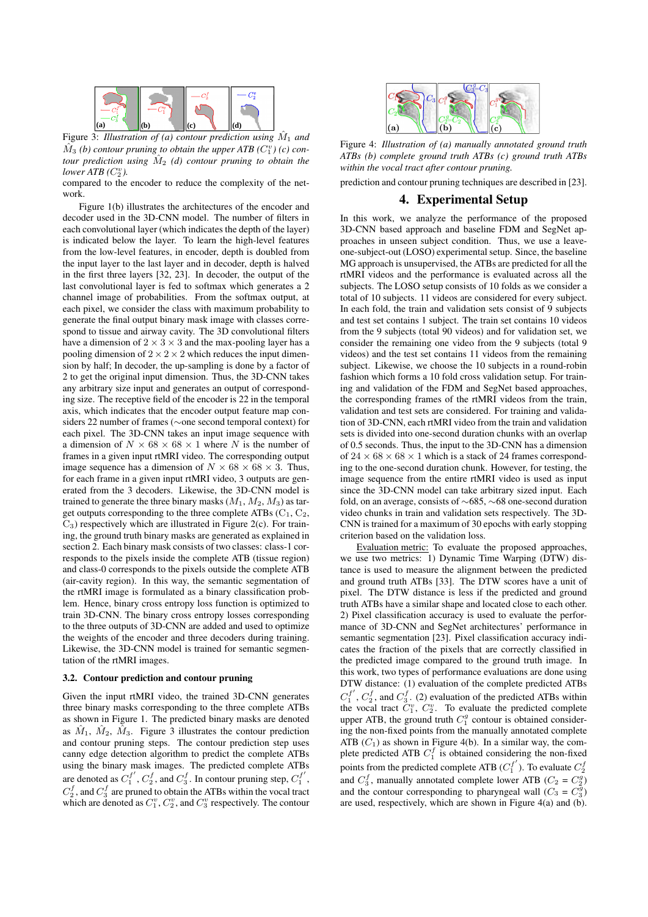Figure 3: *Illustration of (a) contour prediction using $\hat{M}_1$ and $\hat{M}_3$ (b) contour pruning to obtain the upper ATB ($C_1^v$) (c) contour prediction using $\hat{M}_2$ (d) contour pruning to obtain the lower ATB ($C_2^v$).*

compared to the encoder to reduce the complexity of the network.

Figure 1(b) illustrates the architectures of the encoder and decoder used in the 3D-CNN model. The number of filters in each convolutional layer (which indicates the depth of the layer) is indicated below the layer. To learn the high-level features from the low-level features, in encoder, depth is doubled from the input layer to the last layer and in decoder, depth is halved in the first three layers [32, 23]. In decoder, the output of the last convolutional layer is fed to softmax which generates a 2 channel image of probabilities. From the softmax output, at each pixel, we consider the class with maximum probability to generate the final output binary mask image with classes correspond to tissue and airway cavity. The 3D convolutional filters have a dimension of $2 \times 3 \times 3$ and the max-pooling layer has a pooling dimension of $2 \times 2 \times 2$ which reduces the input dimension by half; In decoder, the up-sampling is done by a factor of 2 to get the original input dimension. Thus, the 3D-CNN takes any arbitrary size input and generates an output of corresponding size. The receptive field of the encoder is 22 in the temporal axis, which indicates that the encoder output feature map considers 22 number of frames (∼one second temporal context) for each pixel. The 3D-CNN takes an input image sequence with a dimension of $N \times 68 \times 68 \times 1$ where $N$ is the number of frames in a given input rtMRI video. The corresponding output image sequence has a dimension of $N \times 68 \times 68 \times 3$. Thus, for each frame in a given input rtMRI video, 3 outputs are generated from the 3 decoders. Likewise, the 3D-CNN model is trained to generate the three binary masks ($M_1$, $M_2$, $M_3$) as target outputs corresponding to the three complete ATBs ($C_1$, $C_2$, $C_3$) respectively which are illustrated in Figure 2(c). For training, the ground truth binary masks are generated as explained in section 2. Each binary mask consists of two classes: class-1 corresponds to the pixels inside the complete ATB (tissue region) and class-0 corresponds to the pixels outside the complete ATB (air-cavity region). In this way, the semantic segmentation of the rtMRI image is formulated as a binary classification problem. Hence, binary cross entropy loss function is optimized to train 3D-CNN. The binary cross entropy losses corresponding to the three outputs of 3D-CNN are added and used to optimize the weights of the encoder and three decoders during training. Likewise, the 3D-CNN model is trained for semantic segmentation of the rtMRI images.

### 3.2. Contour prediction and contour pruning

Given the input rtMRI video, the trained 3D-CNN generates three binary masks corresponding to the three complete ATBs as shown in Figure 1. The predicted binary masks are denoted as $\hat{M}_1$, $\hat{M}_2$, $\hat{M}_3$. Figure 3 illustrates the contour prediction and contour pruning steps. The contour prediction step uses canny edge detection algorithm to predict the complete ATBs using the binary mask images. The predicted complete ATBs are denoted as $C_1^{f'}$, $C_2^f$, and $C_3^f$. In contour pruning step, $C_1^{f'}$, $C_2^f$, and $C_3^f$ are pruned to obtain the ATBs within the vocal tract which are denoted as $C_1^v$, $C_2^v$, and $C_3^v$ respectively. The contour prediction and contour pruning techniques are described in [23].

Figure 4: *Illustration of (a) manually annotated ground truth ATBs (b) complete ground truth ATBs (c) ground truth ATBs within the vocal tract after contour pruning.*

## 4. Experimental Setup

In this work, we analyze the performance of the proposed 3D-CNN based approach and baseline FDM and SegNet approaches in unseen subject condition. Thus, we use a leave-one-subject-out (LOSO) experimental setup. Since, the baseline MG approach is unsupervised, the ATBs are predicted for all the rtMRI videos and the performance is evaluated across all the subjects. The LOSO setup consists of 10 folds as we consider a total of 10 subjects. 11 videos are considered for every subject. In each fold, the train and validation sets consist of 9 subjects and test set contains 1 subject. The train set contains 10 videos from the 9 subjects (total 90 videos) and for validation set, we consider the remaining one video from the 9 subjects (total 9 videos) and the test set contains 11 videos from the remaining subject. Likewise, we choose the 10 subjects in a round-robin fashion which forms a 10 fold cross validation setup. For training and validation of the FDM and SegNet based approaches, the corresponding frames of the rtMRI videos from the train, validation and test sets are considered. For training and validation of 3D-CNN, each rtMRI video from the train and validation sets is divided into one-second duration chunks with an overlap of 0.5 seconds. Thus, the input to the 3D-CNN has a dimension of $24 \times 68 \times 68 \times 1$ which is a stack of 24 frames corresponding to the one-second duration chunk. However, for testing, the image sequence from the entire rtMRI video is used as input since the 3D-CNN model can take arbitrary sized input. Each fold, on an average, consists of ∼685, ∼68 one-second duration video chunks in train and validation sets respectively. The 3D-CNN is trained for a maximum of 30 epochs with early stopping criterion based on the validation loss.

Evaluation metric: To evaluate the proposed approaches, we use two metrics: 1) Dynamic Time Warping (DTW) distance is used to measure the alignment between the predicted and ground truth ATBs [33]. The DTW scores have a unit of pixel. The DTW distance is less if the predicted and ground truth ATBs have a similar shape and located close to each other. 2) Pixel classification accuracy is used to evaluate the performance of 3D-CNN and SegNet architectures' performance in semantic segmentation [23]. Pixel classification accuracy indicates the fraction of the pixels that are correctly classified in the predicted image compared to the ground truth image. In this work, two types of performance evaluations are done using DTW distance: (1) evaluation of the complete predicted ATBs $C_1^{f'}$, $C_2^f$, and $C_3^f$. (2) evaluation of the predicted ATBs within the vocal tract $C_1^v$, $C_2^v$. To evaluate the predicted complete upper ATB, the ground truth $C_1^g$ contour is obtained considering the non-fixed points from the manually annotated complete ATB ($C_1$) as shown in Figure 4(b). In a similar way, the complete predicted ATB $C_1^f$ is obtained considering the non-fixed points from the predicted complete ATB ($C_1^{f'}$). To evaluate $C_2^f$ and $C_3^f$, manually annotated complete lower ATB ($C_2 = C_2^g$) and the contour corresponding to pharyngeal wall ($C_3 = C_3^g$) are used, respectively, which are shown in Figure 4(a) and (b).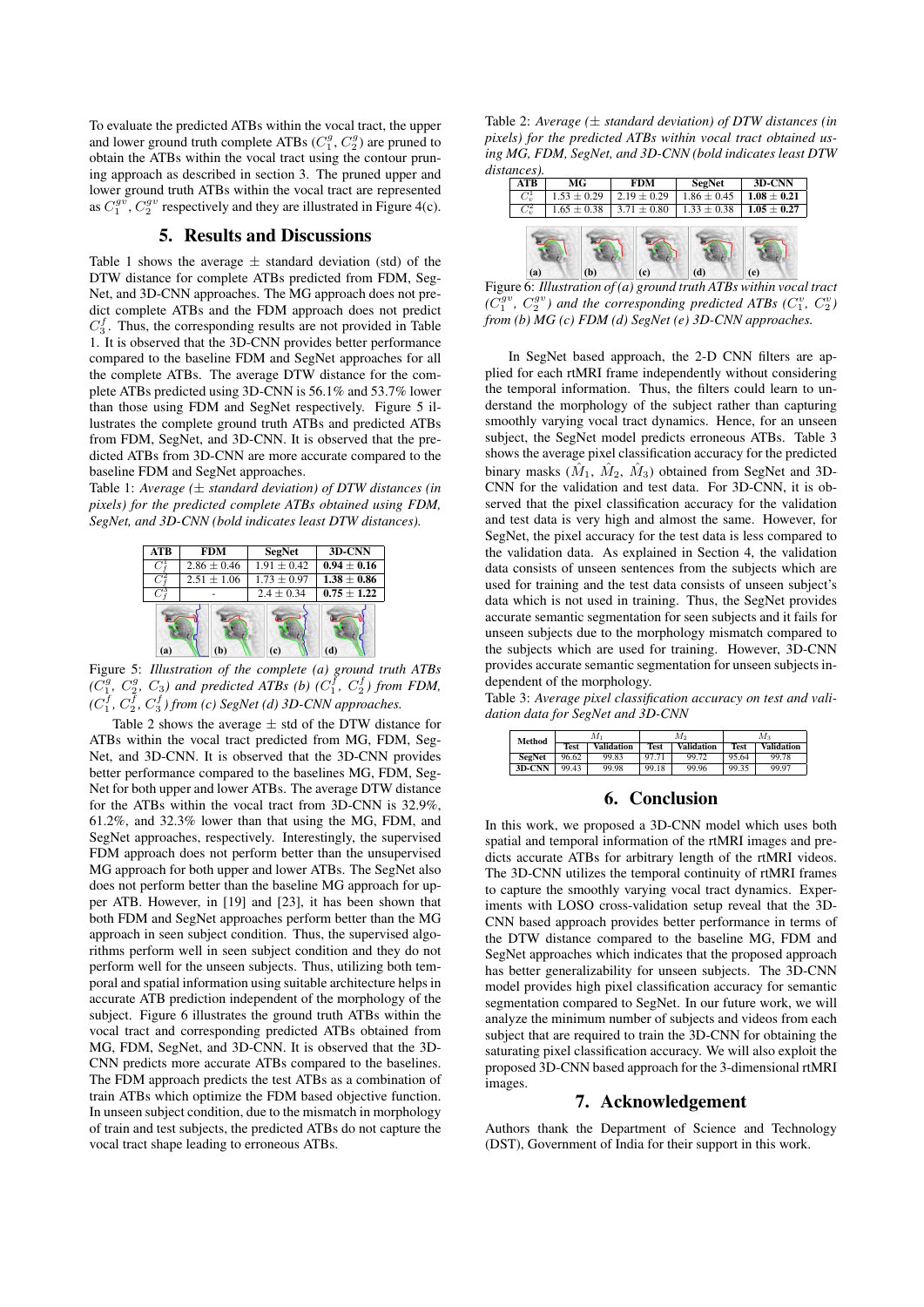To evaluate the predicted ATBs within the vocal tract, the upper and lower ground truth complete ATBs ($C_1^g$, $C_2^g$) are pruned to obtain the ATBs within the vocal tract using the contour pruning approach as described in section 3. The pruned upper and lower ground truth ATBs within the vocal tract are represented as $C_1^{gv}$, $C_2^{gv}$ respectively and they are illustrated in Figure 4(c).

## 5. Results and Discussions

Table 1 shows the average $\pm$ standard deviation (std) of the DTW distance for complete ATBs predicted from FDM, SegNet, and 3D-CNN approaches. The MG approach does not predict complete ATBs and the FDM approach does not predict $C_3^f$. Thus, the corresponding results are not provided in Table 1. It is observed that the 3D-CNN provides better performance compared to the baseline FDM and SegNet approaches for all the complete ATBs. The average DTW distance for the complete ATBs predicted using 3D-CNN is 56.1% and 53.7% lower than those using FDM and SegNet respectively. Figure 5 illustrates the complete ground truth ATBs and predicted ATBs from FDM, SegNet, and 3D-CNN. It is observed that the predicted ATBs from 3D-CNN are more accurate compared to the baseline FDM and SegNet approaches.

Table 1: *Average ($\pm$ standard deviation) of DTW distances (in pixels) for the predicted complete ATBs obtained using FDM, SegNet, and 3D-CNN (bold indicates least DTW distances).*

| ATB | FDM | SegNet | 3D-CNN |
|---|---|---|---|
| $C_f^1$ | $2.86 \pm 0.46$ | $1.91 \pm 0.42$ | $\mathbf{0.94 \pm 0.16}$ |
| $C_f^2$ | $2.51 \pm 1.06$ | $1.73 \pm 0.97$ | $\mathbf{1.38 \pm 0.86}$ |
| $C_f^3$ | - | $2.4 \pm 0.34$ | $\mathbf{0.75 \pm 1.22}$ |

Figure 5: *Illustration of the complete (a) ground truth ATBs ($C_1^g$, $C_2^g$, $C_3$) and predicted ATBs (b) ($C_1^f$, $C_2^f$) from FDM, ($C_1^f$, $C_2^f$, $C_3^f$) from (c) SegNet (d) 3D-CNN approaches.*

Table 2 shows the average $\pm$ std of the DTW distance for ATBs within the vocal tract predicted from MG, FDM, SegNet, and 3D-CNN. It is observed that the 3D-CNN provides better performance compared to the baselines MG, FDM, SegNet for both upper and lower ATBs. The average DTW distance for the ATBs within the vocal tract from 3D-CNN is 32.9%, 61.2%, and 32.3% lower than that using the MG, FDM, and SegNet approaches, respectively. Interestingly, the supervised FDM approach does not perform better than the unsupervised MG approach for both upper and lower ATBs. The SegNet also does not perform better than the baseline MG approach for upper ATB. However, in [19] and [23], it has been shown that both FDM and SegNet approaches perform better than the MG approach in seen subject condition. Thus, the supervised algorithms perform well in seen subject condition and they do not perform well for the unseen subjects. Thus, utilizing both temporal and spatial information using suitable architecture helps in accurate ATB prediction independent of the morphology of the subject. Figure 6 illustrates the ground truth ATBs within the vocal tract and corresponding predicted ATBs obtained from MG, FDM, SegNet, and 3D-CNN. It is observed that the 3D-CNN predicts more accurate ATBs compared to the baselines. The FDM approach predicts the test ATBs as a combination of train ATBs which optimize the FDM based objective function. In unseen subject condition, due to the mismatch in morphology of train and test subjects, the predicted ATBs do not capture the vocal tract shape leading to erroneous ATBs.

Table 2: *Average ($\pm$ standard deviation) of DTW distances (in pixels) for the predicted ATBs within vocal tract obtained using MG, FDM, SegNet, and 3D-CNN (bold indicates least DTW distances).*

| ATB | MG | FDM | SegNet | 3D-CNN |
|---|---|---|---|---|
| $C_v^1$ | $1.53 \pm 0.29$ | $2.19 \pm 0.29$ | $1.86 \pm 0.45$ | $\mathbf{1.08 \pm 0.21}$ |
| $C_v^2$ | $1.65 \pm 0.38$ | $3.71 \pm 0.80$ | $1.33 \pm 0.38$ | $\mathbf{1.05 \pm 0.27}$ |

Figure 6: *Illustration of (a) ground truth ATBs within vocal tract ($C_1^{gv}$, $C_2^{gv}$) and the corresponding predicted ATBs ($C_1^v$, $C_2^v$) from (b) MG (c) FDM (d) SegNet (e) 3D-CNN approaches.*

In SegNet based approach, the 2-D CNN filters are applied for each rtMRI frame independently without considering the temporal information. Thus, the filters could learn to understand the morphology of the subject rather than capturing smoothly varying vocal tract dynamics. Hence, for an unseen subject, the SegNet model predicts erroneous ATBs. Table 3 shows the average pixel classification accuracy for the predicted binary masks ($\hat{M}_1$, $\hat{M}_2$, $\hat{M}_3$) obtained from SegNet and 3D-CNN for the validation and test data. For 3D-CNN, it is observed that the pixel classification accuracy for the validation and test data is very high and almost the same. However, for SegNet, the pixel accuracy for the test data is less compared to the validation data. As explained in Section 4, the validation data consists of unseen sentences from the subjects which are used for training and the test data consists of unseen subject's data which is not used in training. Thus, the SegNet provides accurate semantic segmentation for seen subjects and it fails for unseen subjects due to the morphology mismatch compared to the subjects which are used for training. However, 3D-CNN provides accurate semantic segmentation for unseen subjects independent of the morphology.

Table 3: *Average pixel classification accuracy on test and validation data for SegNet and 3D-CNN*

| Method | $M_1$ | | $M_2$ | | $M_3$ | |
|---|---|---|---|---|---|---|
| | Test | Validation | Test | Validation | Test | Validation |
| SegNet | 96.62 | 99.83 | 97.71 | 99.72 | 95.64 | 99.78 |
| 3D-CNN | 99.43 | 99.98 | 99.18 | 99.96 | 99.35 | 99.97 |

## 6. Conclusion

In this work, we proposed a 3D-CNN model which uses both spatial and temporal information of the rtMRI images and predicts accurate ATBs for arbitrary length of the rtMRI videos. The 3D-CNN utilizes the temporal continuity of rtMRI frames to capture the smoothly varying vocal tract dynamics. Experiments with LOSO cross-validation setup reveal that the 3D-CNN based approach provides better performance in terms of the DTW distance compared to the baseline MG, FDM and SegNet approaches which indicates that the proposed approach has better generalizability for unseen subjects. The 3D-CNN model provides high pixel classification accuracy for semantic segmentation compared to SegNet. In our future work, we will analyze the minimum number of subjects and videos from each subject that are required to train the 3D-CNN for obtaining the saturating pixel classification accuracy. We will also exploit the proposed 3D-CNN based approach for the 3-dimensional rtMRI images.

## 7. Acknowledgement

Authors thank the Department of Science and Technology (DST), Government of India for their support in this work.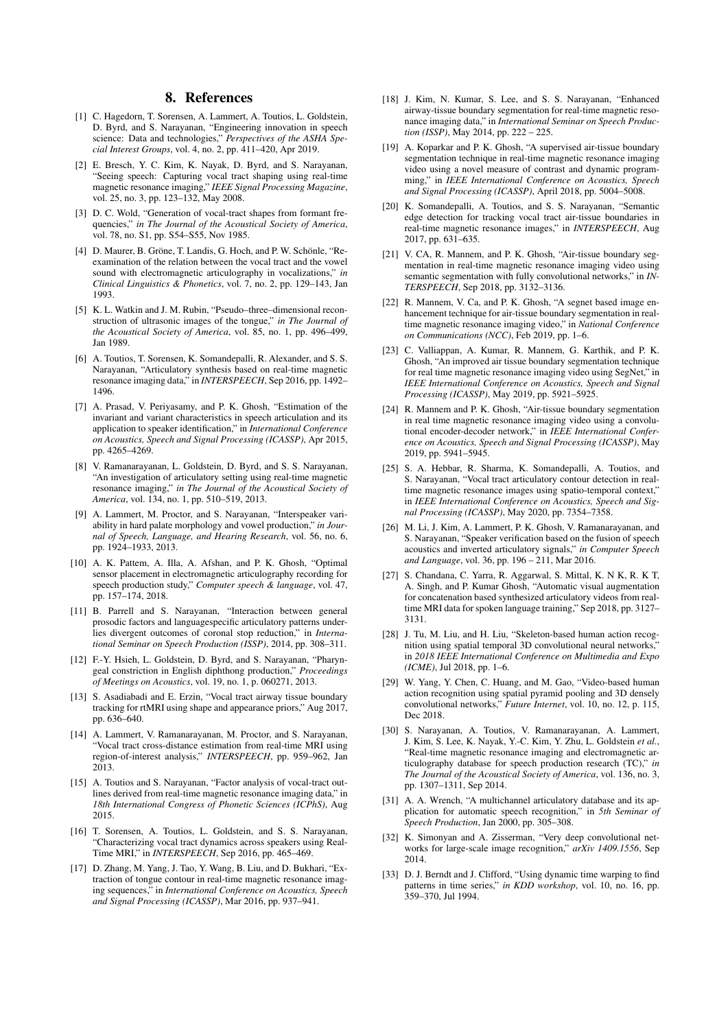## 8. References

[1] C. Hagedorn, T. Sorensen, A. Lammert, A. Toutios, L. Goldstein, D. Byrd, and S. Narayanan, "Engineering innovation in speech science: Data and technologies," *Perspectives of the ASHA Special Interest Groups*, vol. 4, no. 2, pp. 411–420, Apr 2019.

[2] E. Bresch, Y. C. Kim, K. Nayak, D. Byrd, and S. Narayanan, "Seeing speech: Capturing vocal tract shaping using real-time magnetic resonance imaging," *IEEE Signal Processing Magazine*, vol. 25, no. 3, pp. 123–132, May 2008.

[3] D. C. Wold, "Generation of vocal-tract shapes from formant frequencies," *in The Journal of the Acoustical Society of America*, vol. 78, no. S1, pp. S54–S55, Nov 1985.

[4] D. Maurer, B. Gröne, T. Landis, G. Hoch, and P. W. Schönle, "Re-examination of the relation between the vocal tract and the vowel sound with electromagnetic articulography in vocalizations," *in Clinical Linguistics & Phonetics*, vol. 7, no. 2, pp. 129–143, Jan 1993.

[5] K. L. Watkin and J. M. Rubin, "Pseudo–three–dimensional reconstruction of ultrasonic images of the tongue," *in The Journal of the Acoustical Society of America*, vol. 85, no. 1, pp. 496–499, Jan 1989.

[6] A. Toutios, T. Sorensen, K. Somandepalli, R. Alexander, and S. S. Narayanan, "Articulatory synthesis based on real-time magnetic resonance imaging data," in *INTERSPEECH*, Sep 2016, pp. 1492–1496.

[7] A. Prasad, V. Periyasamy, and P. K. Ghosh, "Estimation of the invariant and variant characteristics in speech articulation and its application to speaker identification," in *International Conference on Acoustics, Speech and Signal Processing (ICASSP)*, Apr 2015, pp. 4265–4269.

[8] V. Ramanarayanan, L. Goldstein, D. Byrd, and S. S. Narayanan, "An investigation of articulatory setting using real-time magnetic resonance imaging," *in The Journal of the Acoustical Society of America*, vol. 134, no. 1, pp. 510–519, 2013.

[9] A. Lammert, M. Proctor, and S. Narayanan, "Interspeaker variability in hard palate morphology and vowel production," *in Journal of Speech, Language, and Hearing Research*, vol. 56, no. 6, pp. 1924–1933, 2013.

[10] A. K. Pattem, A. Illa, A. Afshan, and P. K. Ghosh, "Optimal sensor placement in electromagnetic articulography recording for speech production study," *Computer speech & language*, vol. 47, pp. 157–174, 2018.

[11] B. Parrell and S. Narayanan, "Interaction between general prosodic factors and languagespecific articulatory patterns underlies divergent outcomes of coronal stop reduction," in *International Seminar on Speech Production (ISSP)*, 2014, pp. 308–311.

[12] F.-Y. Hsieh, L. Goldstein, D. Byrd, and S. Narayanan, "Pharyngeal constriction in English diphthong production," *Proceedings of Meetings on Acoustics*, vol. 19, no. 1, p. 060271, 2013.

[13] S. Asadiabadi and E. Erzin, "Vocal tract airway tissue boundary tracking for rtMRI using shape and appearance priors," Aug 2017, pp. 636–640.

[14] A. Lammert, V. Ramanarayanan, M. Proctor, and S. Narayanan, "Vocal tract cross-distance estimation from real-time MRI using region-of-interest analysis," *INTERSPEECH*, pp. 959–962, Jan 2013.

[15] A. Toutios and S. Narayanan, "Factor analysis of vocal-tract outlines derived from real-time magnetic resonance imaging data," in *18th International Congress of Phonetic Sciences (ICPhS)*, Aug 2015.

[16] T. Sorensen, A. Toutios, L. Goldstein, and S. S. Narayanan, "Characterizing vocal tract dynamics across speakers using Real-Time MRI," in *INTERSPEECH*, Sep 2016, pp. 465–469.

[17] D. Zhang, M. Yang, J. Tao, Y. Wang, B. Liu, and D. Bukhari, "Extraction of tongue contour in real-time magnetic resonance imaging sequences," in *International Conference on Acoustics, Speech and Signal Processing (ICASSP)*, Mar 2016, pp. 937–941.

[18] J. Kim, N. Kumar, S. Lee, and S. S. Narayanan, "Enhanced airway-tissue boundary segmentation for real-time magnetic resonance imaging data," in *International Seminar on Speech Production (ISSP)*, May 2014, pp. 222 – 225.

[19] A. Koparkar and P. K. Ghosh, "A supervised air-tissue boundary segmentation technique in real-time magnetic resonance imaging video using a novel measure of contrast and dynamic programming," in *IEEE International Conference on Acoustics, Speech and Signal Processing (ICASSP)*, April 2018, pp. 5004–5008.

[20] K. Somandepalli, A. Toutios, and S. S. Narayanan, "Semantic edge detection for tracking vocal tract air-tissue boundaries in real-time magnetic resonance images," in *INTERSPEECH*, Aug 2017, pp. 631–635.

[21] V. CA, R. Mannem, and P. K. Ghosh, "Air-tissue boundary segmentation in real-time magnetic resonance imaging video using semantic segmentation with fully convolutional networks," in *INTERSPEECH*, Sep 2018, pp. 3132–3136.

[22] R. Mannem, V. Ca, and P. K. Ghosh, "A segnet based image enhancement technique for air-tissue boundary segmentation in real-time magnetic resonance imaging video," in *National Conference on Communications (NCC)*, Feb 2019, pp. 1–6.

[23] C. Valliappan, A. Kumar, R. Mannem, G. Karthik, and P. K. Ghosh, "An improved air tissue boundary segmentation technique for real time magnetic resonance imaging video using SegNet," in *IEEE International Conference on Acoustics, Speech and Signal Processing (ICASSP)*, May 2019, pp. 5921–5925.

[24] R. Mannem and P. K. Ghosh, "Air-tissue boundary segmentation in real time magnetic resonance imaging video using a convolutional encoder-decoder network," in *IEEE International Conference on Acoustics, Speech and Signal Processing (ICASSP)*, May 2019, pp. 5941–5945.

[25] S. A. Hebbar, R. Sharma, K. Somandepalli, A. Toutios, and S. Narayanan, "Vocal tract articulatory contour detection in real-time magnetic resonance images using spatio-temporal context," in *IEEE International Conference on Acoustics, Speech and Signal Processing (ICASSP)*, May 2020, pp. 7354–7358.

[26] M. Li, J. Kim, A. Lammert, P. K. Ghosh, V. Ramanarayanan, and S. Narayanan, "Speaker verification based on the fusion of speech acoustics and inverted articulatory signals," *in Computer Speech and Language*, vol. 36, pp. 196 – 211, Mar 2016.

[27] S. Chandana, C. Yarra, R. Aggarwal, S. Mittal, K. N K, R. K T, A. Singh, and P. Kumar Ghosh, "Automatic visual augmentation for concatenation based synthesized articulatory videos from real-time MRI data for spoken language training," Sep 2018, pp. 3127–3131.

[28] J. Tu, M. Liu, and H. Liu, "Skeleton-based human action recognition using spatial temporal 3D convolutional neural networks," in *2018 IEEE International Conference on Multimedia and Expo (ICME)*, Jul 2018, pp. 1–6.

[29] W. Yang, Y. Chen, C. Huang, and M. Gao, "Video-based human action recognition using spatial pyramid pooling and 3D densely convolutional networks," *Future Internet*, vol. 10, no. 12, p. 115, Dec 2018.

[30] S. Narayanan, A. Toutios, V. Ramanarayanan, A. Lammert, J. Kim, S. Lee, K. Nayak, Y.-C. Kim, Y. Zhu, L. Goldstein *et al.*, "Real-time magnetic resonance imaging and electromagnetic articulography database for speech production research (TC)," *in The Journal of the Acoustical Society of America*, vol. 136, no. 3, pp. 1307–1311, Sep 2014.

[31] A. A. Wrench, "A multichannel articulatory database and its application for automatic speech recognition," in *5th Seminar of Speech Production*, Jan 2000, pp. 305–308.

[32] K. Simonyan and A. Zisserman, "Very deep convolutional networks for large-scale image recognition," *arXiv 1409.1556*, Sep 2014.

[33] D. J. Berndt and J. Clifford, "Using dynamic time warping to find patterns in time series," *in KDD workshop*, vol. 10, no. 16, pp. 359–370, Jul 1994.